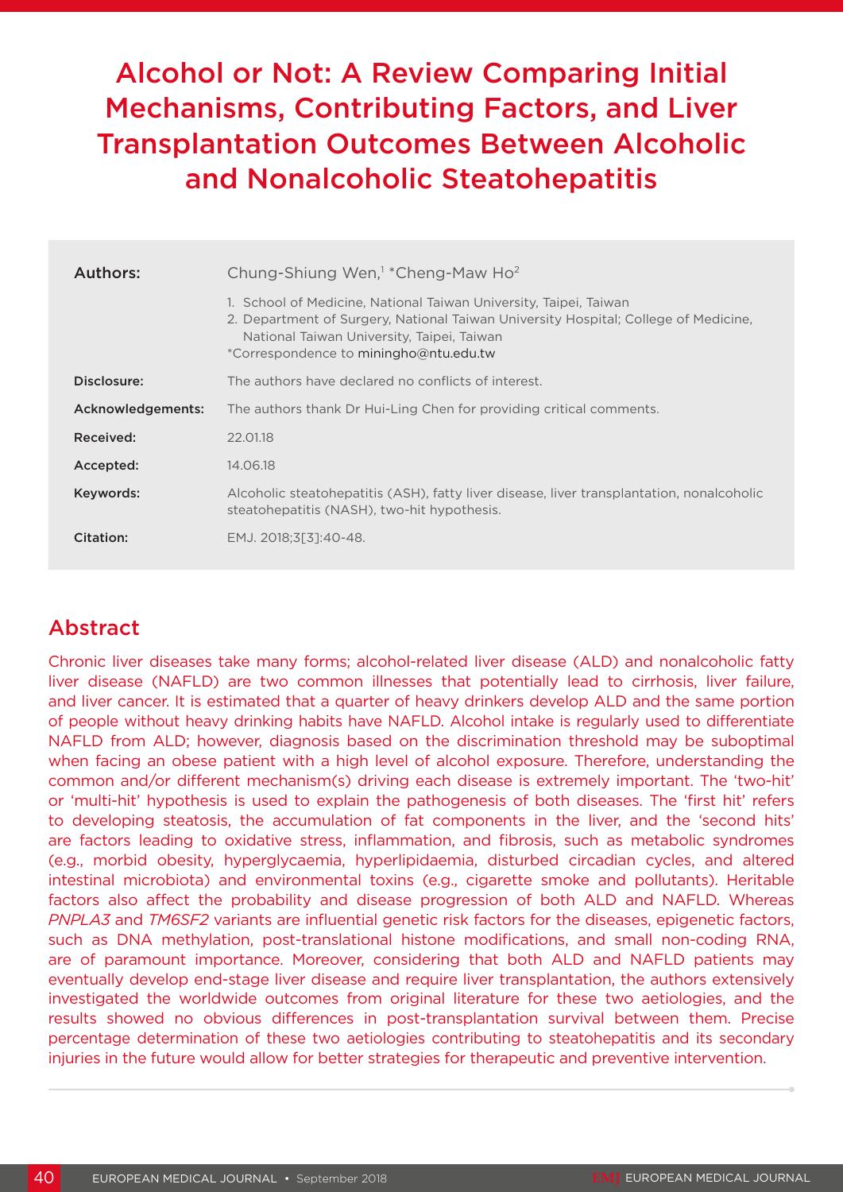# Alcohol or Not: A Review Comparing Initial Mechanisms, Contributing Factors, and Liver Transplantation Outcomes Between Alcoholic and Nonalcoholic Steatohepatitis

| | |
|---|---|
| **Authors:** | Chung-Shiung Wen,[1] *Cheng-Maw Ho[2] |
| | 1. School of Medicine, National Taiwan University, Taipei, Taiwan<br>2. Department of Surgery, National Taiwan University Hospital; College of Medicine, National Taiwan University, Taipei, Taiwan<br>*Correspondence to miningho@ntu.edu.tw |
| **Disclosure:** | The authors have declared no conflicts of interest. |
| **Acknowledgements:** | The authors thank Dr Hui-Ling Chen for providing critical comments. |
| **Received:** | 22.01.18 |
| **Accepted:** | 14.06.18 |
| **Keywords:** | Alcoholic steatohepatitis (ASH), fatty liver disease, liver transplantation, nonalcoholic steatohepatitis (NASH), two-hit hypothesis. |
| **Citation:** | EMJ. 2018;3[3]:40-48. |

## Abstract

Chronic liver diseases take many forms; alcohol-related liver disease (ALD) and nonalcoholic fatty liver disease (NAFLD) are two common illnesses that potentially lead to cirrhosis, liver failure, and liver cancer. It is estimated that a quarter of heavy drinkers develop ALD and the same portion of people without heavy drinking habits have NAFLD. Alcohol intake is regularly used to differentiate NAFLD from ALD; however, diagnosis based on the discrimination threshold may be suboptimal when facing an obese patient with a high level of alcohol exposure. Therefore, understanding the common and/or different mechanism(s) driving each disease is extremely important. The 'two-hit' or 'multi-hit' hypothesis is used to explain the pathogenesis of both diseases. The 'first hit' refers to developing steatosis, the accumulation of fat components in the liver, and the 'second hits' are factors leading to oxidative stress, inflammation, and fibrosis, such as metabolic syndromes (e.g., morbid obesity, hyperglycaemia, hyperlipidaemia, disturbed circadian cycles, and altered intestinal microbiota) and environmental toxins (e.g., cigarette smoke and pollutants). Heritable factors also affect the probability and disease progression of both ALD and NAFLD. Whereas *PNPLA3* and *TM6SF2* variants are influential genetic risk factors for the diseases, epigenetic factors, such as DNA methylation, post-translational histone modifications, and small non-coding RNA, are of paramount importance. Moreover, considering that both ALD and NAFLD patients may eventually develop end-stage liver disease and require liver transplantation, the authors extensively investigated the worldwide outcomes from original literature for these two aetiologies, and the results showed no obvious differences in post-transplantation survival between them. Precise percentage determination of these two aetiologies contributing to steatohepatitis and its secondary injuries in the future would allow for better strategies for therapeutic and preventive intervention.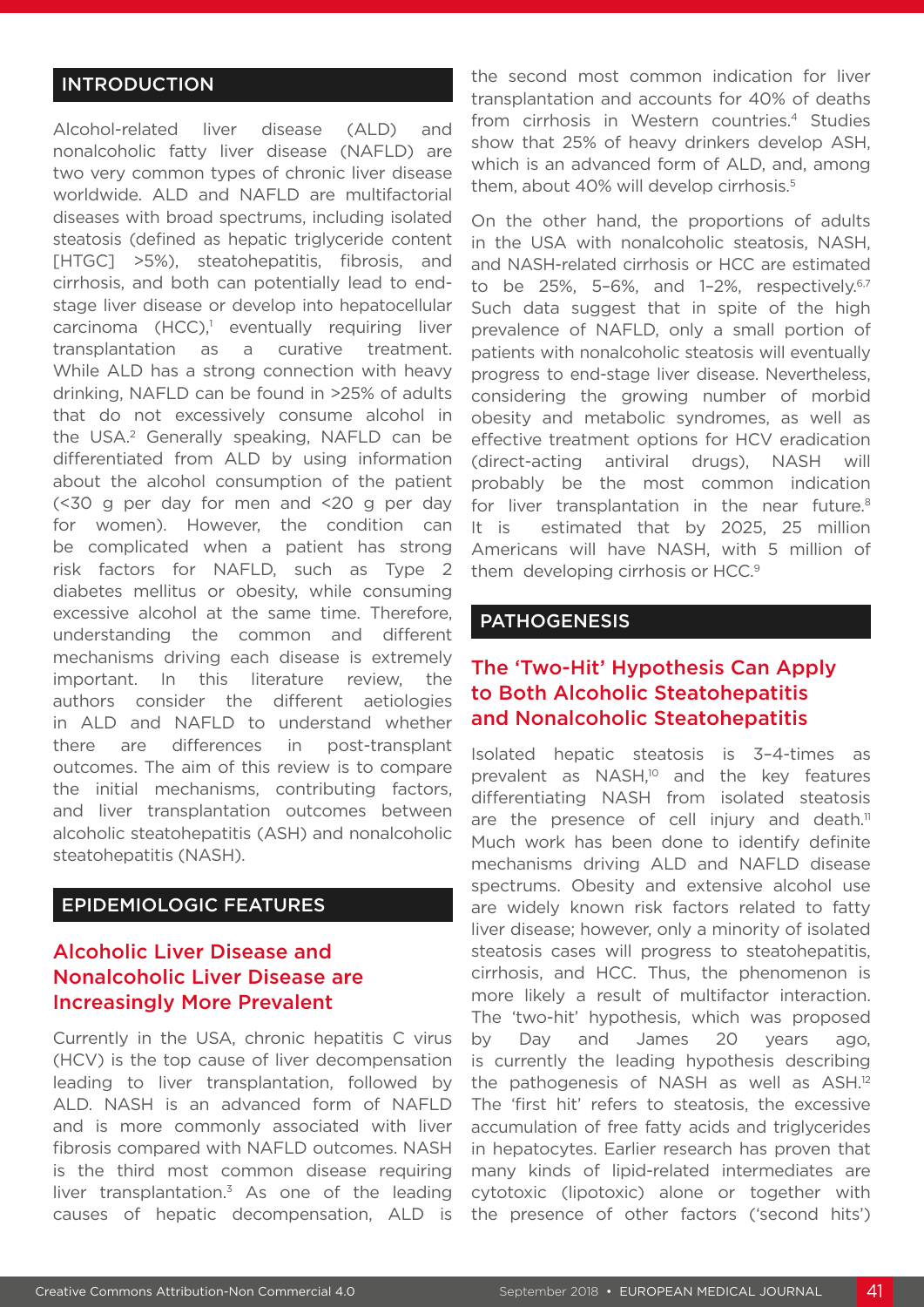## INTRODUCTION

Alcohol-related liver disease (ALD) and nonalcoholic fatty liver disease (NAFLD) are two very common types of chronic liver disease worldwide. ALD and NAFLD are multifactorial diseases with broad spectrums, including isolated steatosis (defined as hepatic triglyceride content [HTGC] >5%), steatohepatitis, fibrosis, and cirrhosis, and both can potentially lead to end-stage liver disease or develop into hepatocellular carcinoma (HCC),[1] eventually requiring liver transplantation as a curative treatment. While ALD has a strong connection with heavy drinking, NAFLD can be found in >25% of adults that do not excessively consume alcohol in the USA.[2] Generally speaking, NAFLD can be differentiated from ALD by using information about the alcohol consumption of the patient (<30 g per day for men and <20 g per day for women). However, the condition can be complicated when a patient has strong risk factors for NAFLD, such as Type 2 diabetes mellitus or obesity, while consuming excessive alcohol at the same time. Therefore, understanding the common and different mechanisms driving each disease is extremely important. In this literature review, the authors consider the different aetiologies in ALD and NAFLD to understand whether there are differences in post-transplant outcomes. The aim of this review is to compare the initial mechanisms, contributing factors, and liver transplantation outcomes between alcoholic steatohepatitis (ASH) and nonalcoholic steatohepatitis (NASH).

## EPIDEMIOLOGIC FEATURES

### Alcoholic Liver Disease and Nonalcoholic Liver Disease are Increasingly More Prevalent

Currently in the USA, chronic hepatitis C virus (HCV) is the top cause of liver decompensation leading to liver transplantation, followed by ALD. NASH is an advanced form of NAFLD and is more commonly associated with liver fibrosis compared with NAFLD outcomes. NASH is the third most common disease requiring liver transplantation.[3] As one of the leading causes of hepatic decompensation, ALD is the second most common indication for liver transplantation and accounts for 40% of deaths from cirrhosis in Western countries.[4] Studies show that 25% of heavy drinkers develop ASH, which is an advanced form of ALD, and, among them, about 40% will develop cirrhosis.[5]

On the other hand, the proportions of adults in the USA with nonalcoholic steatosis, NASH, and NASH-related cirrhosis or HCC are estimated to be 25%, 5–6%, and 1–2%, respectively.[6,7] Such data suggest that in spite of the high prevalence of NAFLD, only a small portion of patients with nonalcoholic steatosis will eventually progress to end-stage liver disease. Nevertheless, considering the growing number of morbid obesity and metabolic syndromes, as well as effective treatment options for HCV eradication (direct-acting antiviral drugs), NASH will probably be the most common indication for liver transplantation in the near future.[8] It is estimated that by 2025, 25 million Americans will have NASH, with 5 million of them developing cirrhosis or HCC.[9]

## PATHOGENESIS

### The 'Two-Hit' Hypothesis Can Apply to Both Alcoholic Steatohepatitis and Nonalcoholic Steatohepatitis

Isolated hepatic steatosis is 3–4-times as prevalent as NASH,[10] and the key features differentiating NASH from isolated steatosis are the presence of cell injury and death.[11] Much work has been done to identify definite mechanisms driving ALD and NAFLD disease spectrums. Obesity and extensive alcohol use are widely known risk factors related to fatty liver disease; however, only a minority of isolated steatosis cases will progress to steatohepatitis, cirrhosis, and HCC. Thus, the phenomenon is more likely a result of multifactor interaction. The 'two-hit' hypothesis, which was proposed by Day and James 20 years ago, is currently the leading hypothesis describing the pathogenesis of NASH as well as ASH.[12] The 'first hit' refers to steatosis, the excessive accumulation of free fatty acids and triglycerides in hepatocytes. Earlier research has proven that many kinds of lipid-related intermediates are cytotoxic (lipotoxic) alone or together with the presence of other factors ('second hits')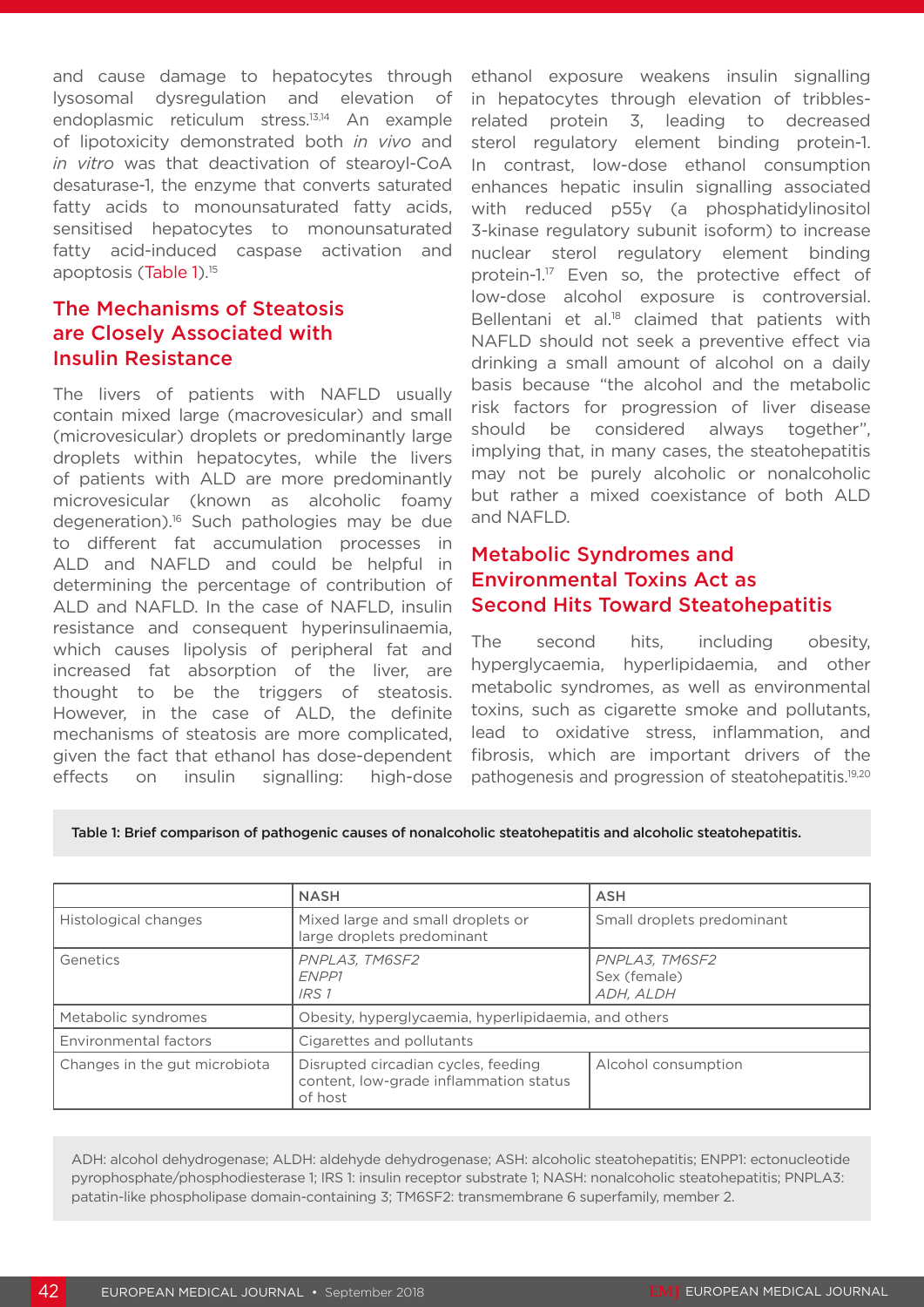and cause damage to hepatocytes through lysosomal dysregulation and elevation of endoplasmic reticulum stress.[13,14] An example of lipotoxicity demonstrated both *in vivo* and *in vitro* was that deactivation of stearoyl-CoA desaturase-1, the enzyme that converts saturated fatty acids to monounsaturated fatty acids, sensitised hepatocytes to monounsaturated fatty acid-induced caspase activation and apoptosis (Table 1).[15]

## The Mechanisms of Steatosis are Closely Associated with Insulin Resistance

The livers of patients with NAFLD usually contain mixed large (macrovesicular) and small (microvesicular) droplets or predominantly large droplets within hepatocytes, while the livers of patients with ALD are more predominantly microvesicular (known as alcoholic foamy degeneration).[16] Such pathologies may be due to different fat accumulation processes in ALD and NAFLD and could be helpful in determining the percentage of contribution of ALD and NAFLD. In the case of NAFLD, insulin resistance and consequent hyperinsulinaemia, which causes lipolysis of peripheral fat and increased fat absorption of the liver, are thought to be the triggers of steatosis. However, in the case of ALD, the definite mechanisms of steatosis are more complicated, given the fact that ethanol has dose-dependent effects on insulin signalling: high-dose ethanol exposure weakens insulin signalling in hepatocytes through elevation of tribbles-related protein 3, leading to decreased sterol regulatory element binding protein-1. In contrast, low-dose ethanol consumption enhances hepatic insulin signalling associated with reduced p55γ (a phosphatidylinositol 3-kinase regulatory subunit isoform) to increase nuclear sterol regulatory element binding protein-1.[17] Even so, the protective effect of low-dose alcohol exposure is controversial. Bellentani et al.[18] claimed that patients with NAFLD should not seek a preventive effect via drinking a small amount of alcohol on a daily basis because "the alcohol and the metabolic risk factors for progression of liver disease should be considered always together", implying that, in many cases, the steatohepatitis may not be purely alcoholic or nonalcoholic but rather a mixed coexistance of both ALD and NAFLD.

## Metabolic Syndromes and Environmental Toxins Act as Second Hits Toward Steatohepatitis

The second hits, including obesity, hyperglycaemia, hyperlipidaemia, and other metabolic syndromes, as well as environmental toxins, such as cigarette smoke and pollutants, lead to oxidative stress, inflammation, and fibrosis, which are important drivers of the pathogenesis and progression of steatohepatitis.[19,20]

**Table 1: Brief comparison of pathogenic causes of nonalcoholic steatohepatitis and alcoholic steatohepatitis.**

| | NASH | ASH |
|---|---|---|
| Histological changes | Mixed large and small droplets or large droplets predominant | Small droplets predominant |
| Genetics | *PNPLA3, TM6SF2*<br>*ENPP1*<br>*IRS 1* | *PNPLA3, TM6SF2*<br>Sex (female)<br>*ADH, ALDH* |
| Metabolic syndromes | Obesity, hyperglycaemia, hyperlipidaemia, and others | |
| Environmental factors | Cigarettes and pollutants | |
| Changes in the gut microbiota | Disrupted circadian cycles, feeding content, low-grade inflammation status of host | Alcohol consumption |

ADH: alcohol dehydrogenase; ALDH: aldehyde dehydrogenase; ASH: alcoholic steatohepatitis; ENPP1: ectonucleotide pyrophosphate/phosphodiesterase 1; IRS 1: insulin receptor substrate 1; NASH: nonalcoholic steatohepatitis; PNPLA3: patatin-like phospholipase domain-containing 3; TM6SF2: transmembrane 6 superfamily, member 2.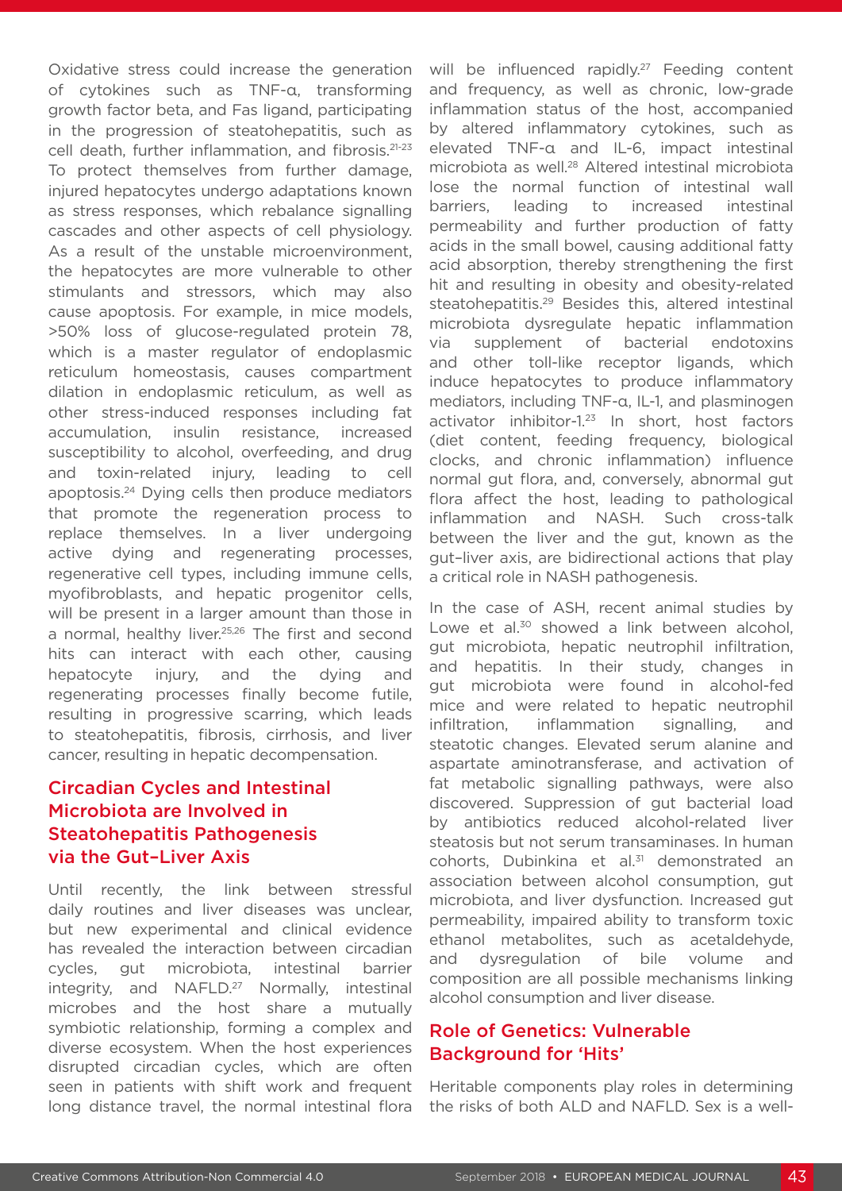Oxidative stress could increase the generation of cytokines such as TNF-α, transforming growth factor beta, and Fas ligand, participating in the progression of steatohepatitis, such as cell death, further inflammation, and fibrosis.[21-23] To protect themselves from further damage, injured hepatocytes undergo adaptations known as stress responses, which rebalance signalling cascades and other aspects of cell physiology. As a result of the unstable microenvironment, the hepatocytes are more vulnerable to other stimulants and stressors, which may also cause apoptosis. For example, in mice models, >50% loss of glucose-regulated protein 78, which is a master regulator of endoplasmic reticulum homeostasis, causes compartment dilation in endoplasmic reticulum, as well as other stress-induced responses including fat accumulation, insulin resistance, increased susceptibility to alcohol, overfeeding, and drug and toxin-related injury, leading to cell apoptosis.[24] Dying cells then produce mediators that promote the regeneration process to replace themselves. In a liver undergoing active dying and regenerating processes, regenerative cell types, including immune cells, myofibroblasts, and hepatic progenitor cells, will be present in a larger amount than those in a normal, healthy liver.[25,26] The first and second hits can interact with each other, causing hepatocyte injury, and the dying and regenerating processes finally become futile, resulting in progressive scarring, which leads to steatohepatitis, fibrosis, cirrhosis, and liver cancer, resulting in hepatic decompensation.

## Circadian Cycles and Intestinal Microbiota are Involved in Steatohepatitis Pathogenesis via the Gut–Liver Axis

Until recently, the link between stressful daily routines and liver diseases was unclear, but new experimental and clinical evidence has revealed the interaction between circadian cycles, gut microbiota, intestinal barrier integrity, and NAFLD.[27] Normally, intestinal microbes and the host share a mutually symbiotic relationship, forming a complex and diverse ecosystem. When the host experiences disrupted circadian cycles, which are often seen in patients with shift work and frequent long distance travel, the normal intestinal flora will be influenced rapidly.[27] Feeding content and frequency, as well as chronic, low-grade inflammation status of the host, accompanied by altered inflammatory cytokines, such as elevated TNF-α and IL-6, impact intestinal microbiota as well.[28] Altered intestinal microbiota lose the normal function of intestinal wall barriers, leading to increased intestinal permeability and further production of fatty acids in the small bowel, causing additional fatty acid absorption, thereby strengthening the first hit and resulting in obesity and obesity-related steatohepatitis.[29] Besides this, altered intestinal microbiota dysregulate hepatic inflammation via supplement of bacterial endotoxins and other toll-like receptor ligands, which induce hepatocytes to produce inflammatory mediators, including TNF-α, IL-1, and plasminogen activator inhibitor-1.[23] In short, host factors (diet content, feeding frequency, biological clocks, and chronic inflammation) influence normal gut flora, and, conversely, abnormal gut flora affect the host, leading to pathological inflammation and NASH. Such cross-talk between the liver and the gut, known as the gut–liver axis, are bidirectional actions that play a critical role in NASH pathogenesis.

In the case of ASH, recent animal studies by Lowe et al.[30] showed a link between alcohol, gut microbiota, hepatic neutrophil infiltration, and hepatitis. In their study, changes in gut microbiota were found in alcohol-fed mice and were related to hepatic neutrophil infiltration, inflammation signalling, and steatotic changes. Elevated serum alanine and aspartate aminotransferase, and activation of fat metabolic signalling pathways, were also discovered. Suppression of gut bacterial load by antibiotics reduced alcohol-related liver steatosis but not serum transaminases. In human cohorts, Dubinkina et al.[31] demonstrated an association between alcohol consumption, gut microbiota, and liver dysfunction. Increased gut permeability, impaired ability to transform toxic ethanol metabolites, such as acetaldehyde, and dysregulation of bile volume and composition are all possible mechanisms linking alcohol consumption and liver disease.

## Role of Genetics: Vulnerable Background for 'Hits'

Heritable components play roles in determining the risks of both ALD and NAFLD. Sex is a well-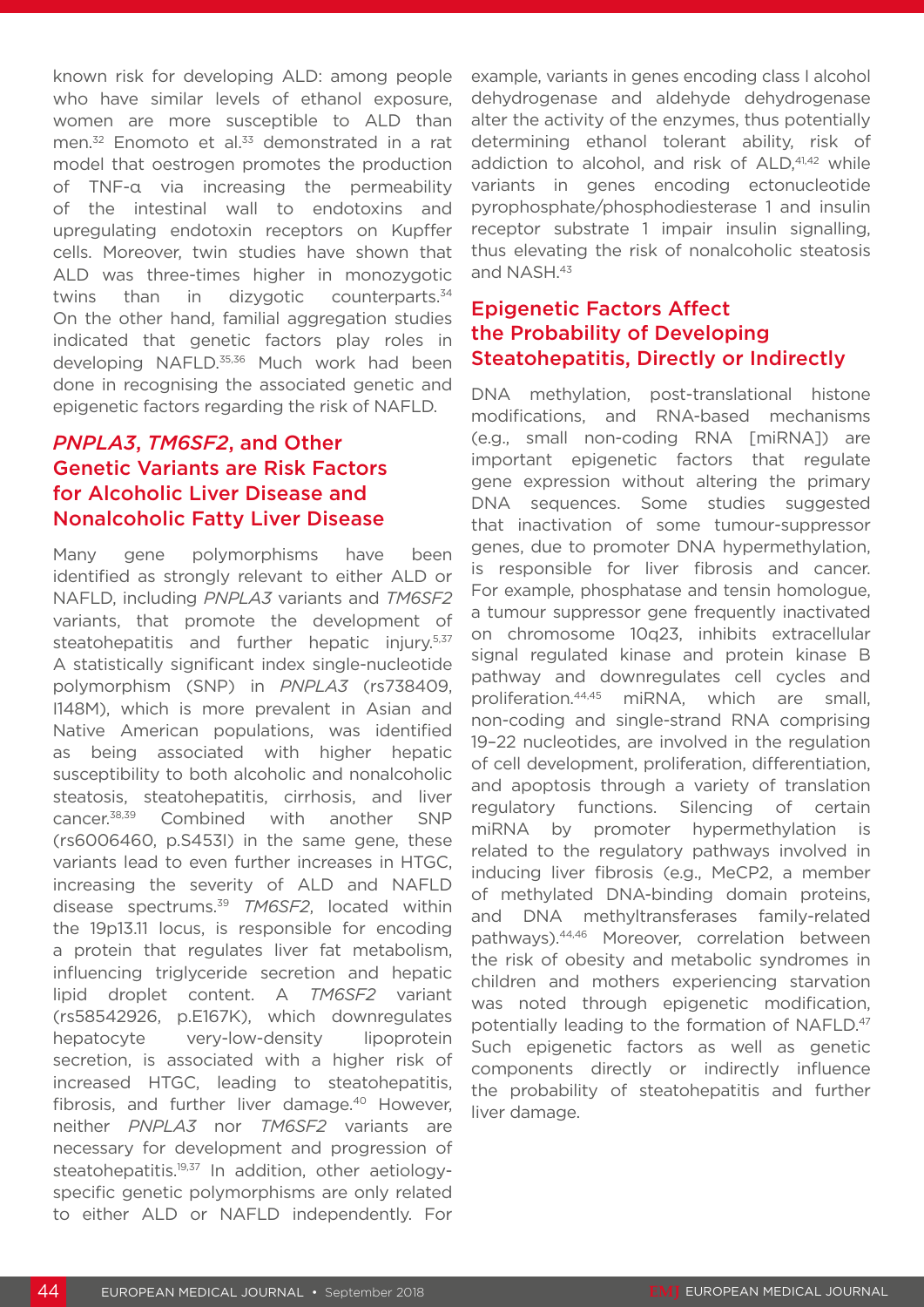known risk for developing ALD: among people who have similar levels of ethanol exposure, women are more susceptible to ALD than men.[32] Enomoto et al.[33] demonstrated in a rat model that oestrogen promotes the production of TNF-α via increasing the permeability of the intestinal wall to endotoxins and upregulating endotoxin receptors on Kupffer cells. Moreover, twin studies have shown that ALD was three-times higher in monozygotic twins than in dizygotic counterparts.[34] On the other hand, familial aggregation studies indicated that genetic factors play roles in developing NAFLD.[35,36] Much work had been done in recognising the associated genetic and epigenetic factors regarding the risk of NAFLD.

## *PNPLA3*, *TM6SF2*, and Other Genetic Variants are Risk Factors for Alcoholic Liver Disease and Nonalcoholic Fatty Liver Disease

Many gene polymorphisms have been identified as strongly relevant to either ALD or NAFLD, including *PNPLA3* variants and *TM6SF2* variants, that promote the development of steatohepatitis and further hepatic injury.[5,37] A statistically significant index single-nucleotide polymorphism (SNP) in *PNPLA3* (rs738409, I148M), which is more prevalent in Asian and Native American populations, was identified as being associated with higher hepatic susceptibility to both alcoholic and nonalcoholic steatosis, steatohepatitis, cirrhosis, and liver cancer.[38,39] Combined with another SNP (rs6006460, p.S453I) in the same gene, these variants lead to even further increases in HTGC, increasing the severity of ALD and NAFLD disease spectrums.[39] *TM6SF2*, located within the 19p13.11 locus, is responsible for encoding a protein that regulates liver fat metabolism, influencing triglyceride secretion and hepatic lipid droplet content. A *TM6SF2* variant (rs58542926, p.E167K), which downregulates hepatocyte very-low-density lipoprotein secretion, is associated with a higher risk of increased HTGC, leading to steatohepatitis, fibrosis, and further liver damage.[40] However, neither *PNPLA3* nor *TM6SF2* variants are necessary for development and progression of steatohepatitis.[19,37] In addition, other aetiology-specific genetic polymorphisms are only related to either ALD or NAFLD independently. For example, variants in genes encoding class I alcohol dehydrogenase and aldehyde dehydrogenase alter the activity of the enzymes, thus potentially determining ethanol tolerant ability, risk of addiction to alcohol, and risk of ALD,[41,42] while variants in genes encoding ectonucleotide pyrophosphate/phosphodiesterase 1 and insulin receptor substrate 1 impair insulin signalling, thus elevating the risk of nonalcoholic steatosis and NASH.[43]

## Epigenetic Factors Affect the Probability of Developing Steatohepatitis, Directly or Indirectly

DNA methylation, post-translational histone modifications, and RNA-based mechanisms (e.g., small non-coding RNA [miRNA]) are important epigenetic factors that regulate gene expression without altering the primary DNA sequences. Some studies suggested that inactivation of some tumour-suppressor genes, due to promoter DNA hypermethylation, is responsible for liver fibrosis and cancer. For example, phosphatase and tensin homologue, a tumour suppressor gene frequently inactivated on chromosome 10q23, inhibits extracellular signal regulated kinase and protein kinase B pathway and downregulates cell cycles and proliferation.[44,45] miRNA, which are small, non-coding and single-strand RNA comprising 19–22 nucleotides, are involved in the regulation of cell development, proliferation, differentiation, and apoptosis through a variety of translation regulatory functions. Silencing of certain miRNA by promoter hypermethylation is related to the regulatory pathways involved in inducing liver fibrosis (e.g., MeCP2, a member of methylated DNA-binding domain proteins, and DNA methyltransferases family-related pathways).[44,46] Moreover, correlation between the risk of obesity and metabolic syndromes in children and mothers experiencing starvation was noted through epigenetic modification, potentially leading to the formation of NAFLD.[47] Such epigenetic factors as well as genetic components directly or indirectly influence the probability of steatohepatitis and further liver damage.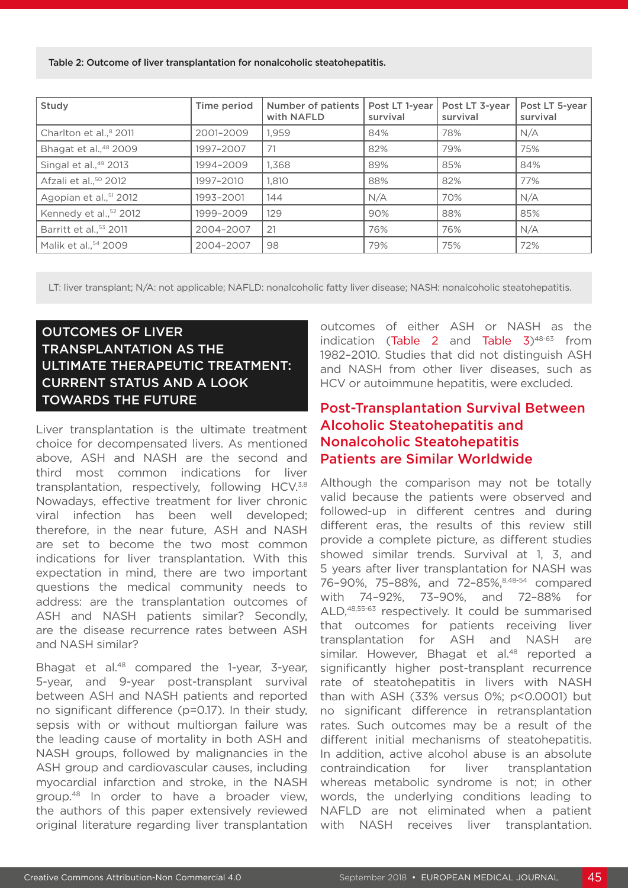Table 2: Outcome of liver transplantation for nonalcoholic steatohepatitis.

| Study | Time period | Number of patients with NAFLD | Post LT 1-year survival | Post LT 3-year survival | Post LT 5-year survival |
|---|---|---|---|---|---|
| Charlton et al.,[8] 2011 | 2001–2009 | 1,959 | 84% | 78% | N/A |
| Bhagat et al.,[48] 2009 | 1997–2007 | 71 | 82% | 79% | 75% |
| Singal et al.,[49] 2013 | 1994–2009 | 1,368 | 89% | 85% | 84% |
| Afzali et al.,[50] 2012 | 1997–2010 | 1,810 | 88% | 82% | 77% |
| Agopian et al.,[51] 2012 | 1993–2001 | 144 | N/A | 70% | N/A |
| Kennedy et al.,[52] 2012 | 1999–2009 | 129 | 90% | 88% | 85% |
| Barritt et al.,[53] 2011 | 2004–2007 | 21 | 76% | 76% | N/A |
| Malik et al.,[54] 2009 | 2004–2007 | 98 | 79% | 75% | 72% |

LT: liver transplant; N/A: not applicable; NAFLD: nonalcoholic fatty liver disease; NASH: nonalcoholic steatohepatitis.

## OUTCOMES OF LIVER TRANSPLANTATION AS THE ULTIMATE THERAPEUTIC TREATMENT: CURRENT STATUS AND A LOOK TOWARDS THE FUTURE

Liver transplantation is the ultimate treatment choice for decompensated livers. As mentioned above, ASH and NASH are the second and third most common indications for liver transplantation, respectively, following HCV.[3,8] Nowadays, effective treatment for liver chronic viral infection has been well developed; therefore, in the near future, ASH and NASH are set to become the two most common indications for liver transplantation. With this expectation in mind, there are two important questions the medical community needs to address: are the transplantation outcomes of ASH and NASH patients similar? Secondly, are the disease recurrence rates between ASH and NASH similar?

Bhagat et al.[48] compared the 1-year, 3-year, 5-year, and 9-year post-transplant survival between ASH and NASH patients and reported no significant difference (p=0.17). In their study, sepsis with or without multiorgan failure was the leading cause of mortality in both ASH and NASH groups, followed by malignancies in the ASH group and cardiovascular causes, including myocardial infarction and stroke, in the NASH group.[48] In order to have a broader view, the authors of this paper extensively reviewed original literature regarding liver transplantation outcomes of either ASH or NASH as the indication (Table 2 and Table 3)[48-63] from 1982–2010. Studies that did not distinguish ASH and NASH from other liver diseases, such as HCV or autoimmune hepatitis, were excluded.

### Post-Transplantation Survival Between Alcoholic Steatohepatitis and Nonalcoholic Steatohepatitis Patients are Similar Worldwide

Although the comparison may not be totally valid because the patients were observed and followed-up in different centres and during different eras, the results of this review still provide a complete picture, as different studies showed similar trends. Survival at 1, 3, and 5 years after liver transplantation for NASH was 76–90%, 75–88%, and 72–85%,[8,48-54] compared with 74–92%, 73–90%, and 72–88% for ALD,[48,55-63] respectively. It could be summarised that outcomes for patients receiving liver transplantation for ASH and NASH are similar. However, Bhagat et al.[48] reported a significantly higher post-transplant recurrence rate of steatohepatitis in livers with NASH than with ASH (33% versus 0%; p<0.0001) but no significant difference in retransplantation rates. Such outcomes may be a result of the different initial mechanisms of steatohepatitis. In addition, active alcohol abuse is an absolute contraindication for liver transplantation whereas metabolic syndrome is not; in other words, the underlying conditions leading to NAFLD are not eliminated when a patient with NASH receives liver transplantation.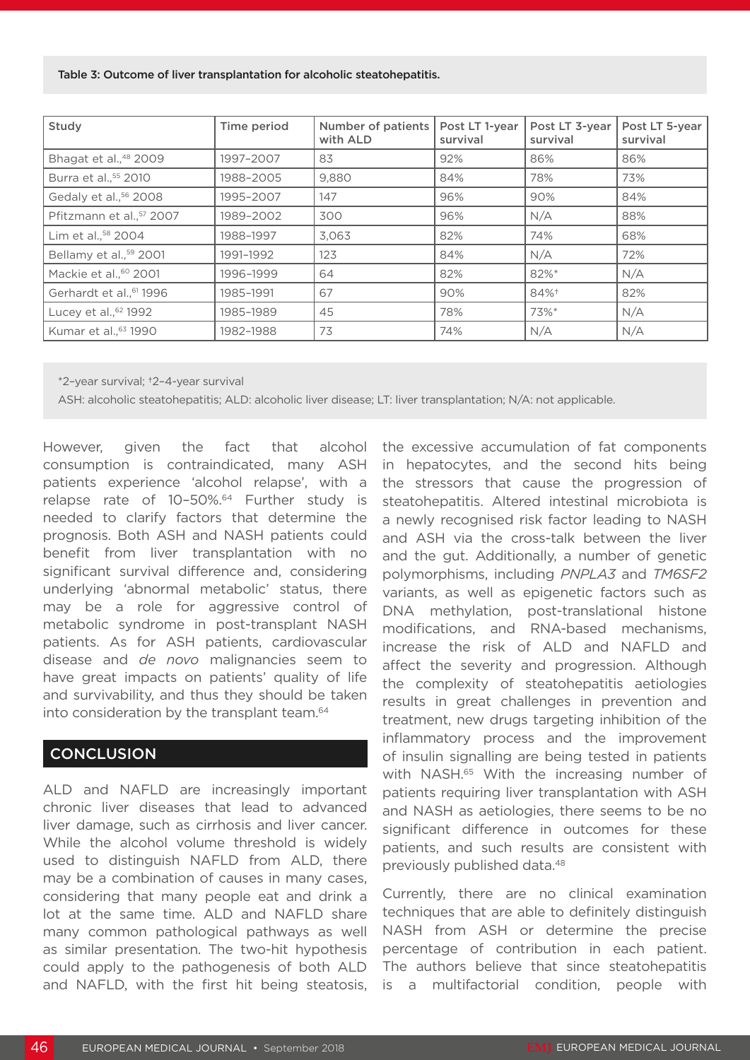Table 3: Outcome of liver transplantation for alcoholic steatohepatitis.

| Study | Time period | Number of patients with ALD | Post LT 1-year survival | Post LT 3-year survival | Post LT 5-year survival |
|---|---|---|---|---|---|
| Bhagat et al.,[48] 2009 | 1997–2007 | 83 | 92% | 86% | 86% |
| Burra et al.,[55] 2010 | 1988–2005 | 9,880 | 84% | 78% | 73% |
| Gedaly et al.,[56] 2008 | 1995–2007 | 147 | 96% | 90% | 84% |
| Pfitzmann et al.,[57] 2007 | 1989–2002 | 300 | 96% | N/A | 88% |
| Lim et al.,[58] 2004 | 1988–1997 | 3,063 | 82% | 74% | 68% |
| Bellamy et al.,[59] 2001 | 1991–1992 | 123 | 84% | N/A | 72% |
| Mackie et al.,[60] 2001 | 1996–1999 | 64 | 82% | 82%* | N/A |
| Gerhardt et al.,[61] 1996 | 1985–1991 | 67 | 90% | 84%† | 82% |
| Lucey et al.,[62] 1992 | 1985–1989 | 45 | 78% | 73%* | N/A |
| Kumar et al.,[63] 1990 | 1982–1988 | 73 | 74% | N/A | N/A |

*2-year survival; †2–4-year survival

ASH: alcoholic steatohepatitis; ALD: alcoholic liver disease; LT: liver transplantation; N/A: not applicable.

However, given the fact that alcohol consumption is contraindicated, many ASH patients experience 'alcohol relapse', with a relapse rate of 10–50%.[64] Further study is needed to clarify factors that determine the prognosis. Both ASH and NASH patients could benefit from liver transplantation with no significant survival difference and, considering underlying 'abnormal metabolic' status, there may be a role for aggressive control of metabolic syndrome in post-transplant NASH patients. As for ASH patients, cardiovascular disease and *de novo* malignancies seem to have great impacts on patients' quality of life and survivability, and thus they should be taken into consideration by the transplant team.[64]

## CONCLUSION

ALD and NAFLD are increasingly important chronic liver diseases that lead to advanced liver damage, such as cirrhosis and liver cancer. While the alcohol volume threshold is widely used to distinguish NAFLD from ALD, there may be a combination of causes in many cases, considering that many people eat and drink a lot at the same time. ALD and NAFLD share many common pathological pathways as well as similar presentation. The two-hit hypothesis could apply to the pathogenesis of both ALD and NAFLD, with the first hit being steatosis, the excessive accumulation of fat components in hepatocytes, and the second hits being the stressors that cause the progression of steatohepatitis. Altered intestinal microbiota is a newly recognised risk factor leading to NASH and ASH via the cross-talk between the liver and the gut. Additionally, a number of genetic polymorphisms, including *PNPLA3* and *TM6SF2* variants, as well as epigenetic factors such as DNA methylation, post-translational histone modifications, and RNA-based mechanisms, increase the risk of ALD and NAFLD and affect the severity and progression. Although the complexity of steatohepatitis aetiologies results in great challenges in prevention and treatment, new drugs targeting inhibition of the inflammatory process and the improvement of insulin signalling are being tested in patients with NASH.[65] With the increasing number of patients requiring liver transplantation with ASH and NASH as aetiologies, there seems to be no significant difference in outcomes for these patients, and such results are consistent with previously published data.[48]

Currently, there are no clinical examination techniques that are able to definitely distinguish NASH from ASH or determine the precise percentage of contribution in each patient. The authors believe that since steatohepatitis is a multifactorial condition, people with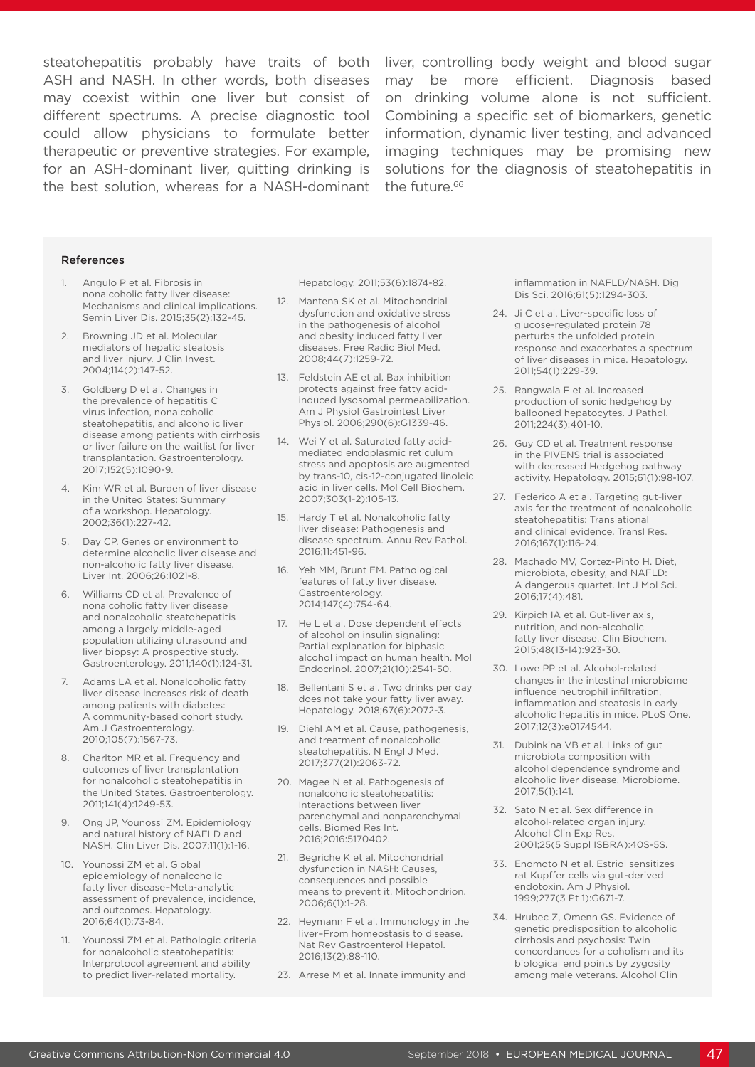steatohepatitis probably have traits of both ASH and NASH. In other words, both diseases may coexist within one liver but consist of different spectrums. A precise diagnostic tool could allow physicians to formulate better therapeutic or preventive strategies. For example, for an ASH-dominant liver, quitting drinking is the best solution, whereas for a NASH-dominant liver, controlling body weight and blood sugar may be more efficient. Diagnosis based on drinking volume alone is not sufficient. Combining a specific set of biomarkers, genetic information, dynamic liver testing, and advanced imaging techniques may be promising new solutions for the diagnosis of steatohepatitis in the future.[66]

#### References

1. Angulo P et al. Fibrosis in nonalcoholic fatty liver disease: Mechanisms and clinical implications. Semin Liver Dis. 2015;35(2):132-45.
2. Browning JD et al. Molecular mediators of hepatic steatosis and liver injury. J Clin Invest. 2004;114(2):147-52.
3. Goldberg D et al. Changes in the prevalence of hepatitis C virus infection, nonalcoholic steatohepatitis, and alcoholic liver disease among patients with cirrhosis or liver failure on the waitlist for liver transplantation. Gastroenterology. 2017;152(5):1090-9.
4. Kim WR et al. Burden of liver disease in the United States: Summary of a workshop. Hepatology. 2002;36(1):227-42.
5. Day CP. Genes or environment to determine alcoholic liver disease and non-alcoholic fatty liver disease. Liver Int. 2006;26:1021-8.
6. Williams CD et al. Prevalence of nonalcoholic fatty liver disease and nonalcoholic steatohepatitis among a largely middle-aged population utilizing ultrasound and liver biopsy: A prospective study. Gastroenterology. 2011;140(1):124-31.
7. Adams LA et al. Nonalcoholic fatty liver disease increases risk of death among patients with diabetes: A community-based cohort study. Am J Gastroenterology. 2010;105(7):1567-73.
8. Charlton MR et al. Frequency and outcomes of liver transplantation for nonalcoholic steatohepatitis in the United States. Gastroenterology. 2011;141(4):1249-53.
9. Ong JP, Younossi ZM. Epidemiology and natural history of NAFLD and NASH. Clin Liver Dis. 2007;11(1):1-16.
10. Younossi ZM et al. Global epidemiology of nonalcoholic fatty liver disease–Meta-analytic assessment of prevalence, incidence, and outcomes. Hepatology. 2016;64(1):73-84.
11. Younossi ZM et al. Pathologic criteria for nonalcoholic steatohepatitis: Interprotocol agreement and ability to predict liver-related mortality. Hepatology. 2011;53(6):1874-82.
12. Mantena SK et al. Mitochondrial dysfunction and oxidative stress in the pathogenesis of alcohol and obesity induced fatty liver diseases. Free Radic Biol Med. 2008;44(7):1259-72.
13. Feldstein AE et al. Bax inhibition protects against free fatty acid-induced lysosomal permeabilization. Am J Physiol Gastrointest Liver Physiol. 2006;290(6):G1339-46.
14. Wei Y et al. Saturated fatty acid-mediated endoplasmic reticulum stress and apoptosis are augmented by trans-10, cis-12-conjugated linoleic acid in liver cells. Mol Cell Biochem. 2007;303(1-2):105-13.
15. Hardy T et al. Nonalcoholic fatty liver disease: Pathogenesis and disease spectrum. Annu Rev Pathol. 2016;11:451-96.
16. Yeh MM, Brunt EM. Pathological features of fatty liver disease. Gastroenterology. 2014;147(4):754-64.
17. He L et al. Dose dependent effects of alcohol on insulin signaling: Partial explanation for biphasic alcohol impact on human health. Mol Endocrinol. 2007;21(10):2541-50.
18. Bellentani S et al. Two drinks per day does not take your fatty liver away. Hepatology. 2018;67(6):2072-3.
19. Diehl AM et al. Cause, pathogenesis, and treatment of nonalcoholic steatohepatitis. N Engl J Med. 2017;377(21):2063-72.
20. Magee N et al. Pathogenesis of nonalcoholic steatohepatitis: Interactions between liver parenchymal and nonparenchymal cells. Biomed Res Int. 2016;2016:5170402.
21. Begriche K et al. Mitochondrial dysfunction in NASH: Causes, consequences and possible means to prevent it. Mitochondrion. 2006;6(1):1-28.
22. Heymann F et al. Immunology in the liver–From homeostasis to disease. Nat Rev Gastroenterol Hepatol. 2016;13(2):88-110.
23. Arrese M et al. Innate immunity and inflammation in NAFLD/NASH. Dig Dis Sci. 2016;61(5):1294-303.
24. Ji C et al. Liver-specific loss of glucose-regulated protein 78 perturbs the unfolded protein response and exacerbates a spectrum of liver diseases in mice. Hepatology. 2011;54(1):229-39.
25. Rangwala F et al. Increased production of sonic hedgehog by ballooned hepatocytes. J Pathol. 2011;224(3):401-10.
26. Guy CD et al. Treatment response in the PIVENS trial is associated with decreased Hedgehog pathway activity. Hepatology. 2015;61(1):98-107.
27. Federico A et al. Targeting gut-liver axis for the treatment of nonalcoholic steatohepatitis: Translational and clinical evidence. Transl Res. 2016;167(1):116-24.
28. Machado MV, Cortez-Pinto H. Diet, microbiota, obesity, and NAFLD: A dangerous quartet. Int J Mol Sci. 2016;17(4):481.
29. Kirpich IA et al. Gut-liver axis, nutrition, and non-alcoholic fatty liver disease. Clin Biochem. 2015;48(13-14):923-30.
30. Lowe PP et al. Alcohol-related changes in the intestinal microbiome influence neutrophil infiltration, inflammation and steatosis in early alcoholic hepatitis in mice. PLoS One. 2017;12(3):e0174544.
31. Dubinkina VB et al. Links of gut microbiota composition with alcohol dependence syndrome and alcoholic liver disease. Microbiome. 2017;5(1):141.
32. Sato N et al. Sex difference in alcohol-related organ injury. Alcohol Clin Exp Res. 2001;25(5 Suppl ISBRA):40S-5S.
33. Enomoto N et al. Estriol sensitizes rat Kupffer cells via gut-derived endotoxin. Am J Physiol. 1999;277(3 Pt 1):G671-7.
34. Hrubec Z, Omenn GS. Evidence of genetic predisposition to alcoholic cirrhosis and psychosis: Twin concordances for alcoholism and its biological end points by zygosity among male veterans. Alcohol Clin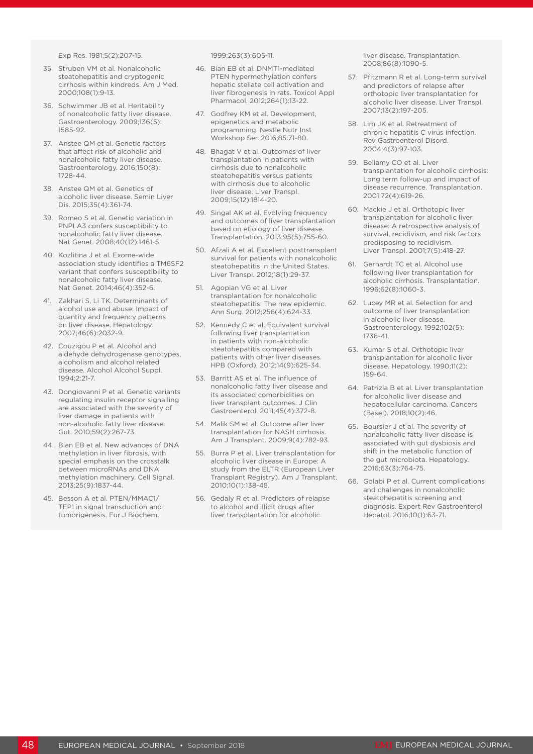Exp Res. 1981;5(2):207-15.

35. Struben VM et al. Nonalcoholic steatohepatitis and cryptogenic cirrhosis within kindreds. Am J Med. 2000;108(1):9-13.
36. Schwimmer JB et al. Heritability of nonalcoholic fatty liver disease. Gastroenterology. 2009;136(5):1585-92.
37. Anstee QM et al. Genetic factors that affect risk of alcoholic and nonalcoholic fatty liver disease. Gastroenterology. 2016;150(8):1728-44.
38. Anstee QM et al. Genetics of alcoholic liver disease. Semin Liver Dis. 2015;35(4):361-74.
39. Romeo S et al. Genetic variation in PNPLA3 confers susceptibility to nonalcoholic fatty liver disease. Nat Genet. 2008;40(12):1461-5.
40. Kozlitina J et al. Exome-wide association study identifies a TM6SF2 variant that confers susceptibility to nonalcoholic fatty liver disease. Nat Genet. 2014;46(4):352-6.
41. Zakhari S, Li TK. Determinants of alcohol use and abuse: Impact of quantity and frequency patterns on liver disease. Hepatology. 2007;46(6):2032-9.
42. Couzigou P et al. Alcohol and aldehyde dehydrogenase genotypes, alcoholism and alcohol related disease. Alcohol Alcohol Suppl. 1994;2:21-7.
43. Dongiovanni P et al. Genetic variants regulating insulin receptor signalling are associated with the severity of liver damage in patients with non-alcoholic fatty liver disease. Gut. 2010;59(2):267-73.
44. Bian EB et al. New advances of DNA methylation in liver fibrosis, with special emphasis on the crosstalk between microRNAs and DNA methylation machinery. Cell Signal. 2013;25(9):1837-44.
45. Besson A et al. PTEN/MMAC1/TEP1 in signal transduction and tumorigenesis. Eur J Biochem. 1999;263(3):605-11.
46. Bian EB et al. DNMT1-mediated PTEN hypermethylation confers hepatic stellate cell activation and liver fibrogenesis in rats. Toxicol Appl Pharmacol. 2012;264(1):13-22.
47. Godfrey KM et al. Development, epigenetics and metabolic programming. Nestle Nutr Inst Workshop Ser. 2016;85:71-80.
48. Bhagat V et al. Outcomes of liver transplantation in patients with cirrhosis due to nonalcoholic steatohepatitis versus patients with cirrhosis due to alcoholic liver disease. Liver Transpl. 2009;15(12):1814-20.
49. Singal AK et al. Evolving frequency and outcomes of liver transplantation based on etiology of liver disease. Transplantation. 2013;95(5):755-60.
50. Afzali A et al. Excellent posttransplant survival for patients with nonalcoholic steatohepatitis in the United States. Liver Transpl. 2012;18(1):29-37.
51. Agopian VG et al. Liver transplantation for nonalcoholic steatohepatitis: The new epidemic. Ann Surg. 2012;256(4):624-33.
52. Kennedy C et al. Equivalent survival following liver transplantation in patients with non-alcoholic steatohepatitis compared with patients with other liver diseases. HPB (Oxford). 2012;14(9):625-34.
53. Barritt AS et al. The influence of nonalcoholic fatty liver disease and its associated comorbidities on liver transplant outcomes. J Clin Gastroenterol. 2011;45(4):372-8.
54. Malik SM et al. Outcome after liver transplantation for NASH cirrhosis. Am J Transplant. 2009;9(4):782-93.
55. Burra P et al. Liver transplantation for alcoholic liver disease in Europe: A study from the ELTR (European Liver Transplant Registry). Am J Transplant. 2010;10(1):138-48.
56. Gedaly R et al. Predictors of relapse to alcohol and illicit drugs after liver transplantation for alcoholic liver disease. Transplantation. 2008;86(8):1090-5.
57. Pfitzmann R et al. Long-term survival and predictors of relapse after orthotopic liver transplantation for alcoholic liver disease. Liver Transpl. 2007;13(2):197-205.
58. Lim JK et al. Retreatment of chronic hepatitis C virus infection. Rev Gastroenterol Disord. 2004;4(3):97-103.
59. Bellamy CO et al. Liver transplantation for alcoholic cirrhosis: Long term follow-up and impact of disease recurrence. Transplantation. 2001;72(4):619-26.
60. Mackie J et al. Orthotopic liver transplantation for alcoholic liver disease: A retrospective analysis of survival, recidivism, and risk factors predisposing to recidivism. Liver Transpl. 2001;7(5):418-27.
61. Gerhardt TC et al. Alcohol use following liver transplantation for alcoholic cirrhosis. Transplantation. 1996;62(8):1060-3.
62. Lucey MR et al. Selection for and outcome of liver transplantation in alcoholic liver disease. Gastroenterology. 1992;102(5):1736-41.
63. Kumar S et al. Orthotopic liver transplantation for alcoholic liver disease. Hepatology. 1990;11(2):159-64.
64. Patrizia B et al. Liver transplantation for alcoholic liver disease and hepatocellular carcinoma. Cancers (Basel). 2018;10(2):46.
65. Boursier J et al. The severity of nonalcoholic fatty liver disease is associated with gut dysbiosis and shift in the metabolic function of the gut microbiota. Hepatology. 2016;63(3):764-75.
66. Golabi P et al. Current complications and challenges in nonalcoholic steatohepatitis screening and diagnosis. Expert Rev Gastroenterol Hepatol. 2016;10(1):63-71.